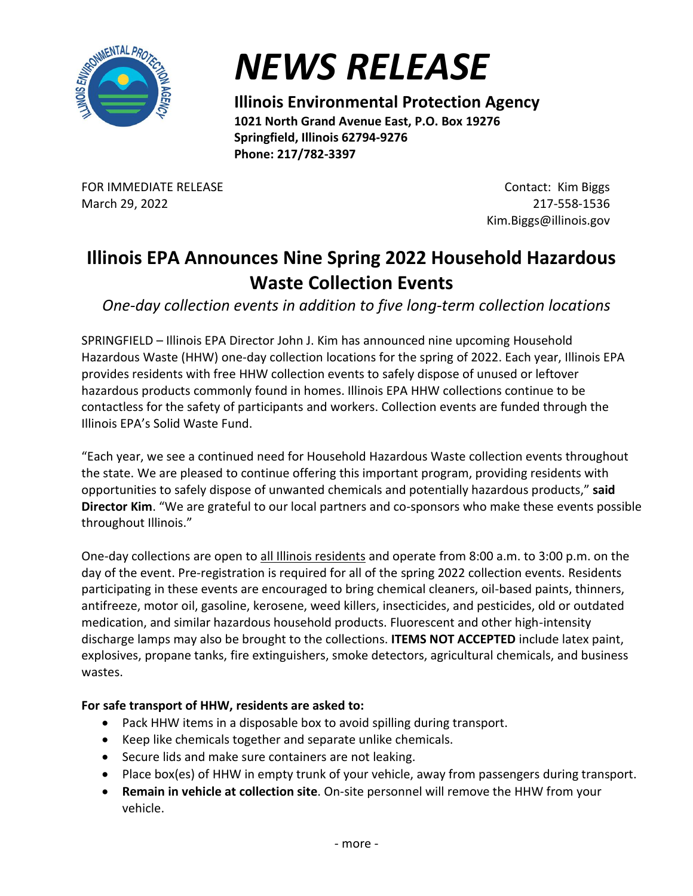# NEWS RELEASE

**Illinois Environmental Protection Agency**
**1021 North Grand Avenue East, P.O. Box 19276**
**Springfield, Illinois 62794-9276**
**Phone: 217/782-3397**

FOR IMMEDIATE RELEASE
March 29, 2022

Contact: Kim Biggs
217-558-1536
Kim.Biggs@illinois.gov

## Illinois EPA Announces Nine Spring 2022 Household Hazardous Waste Collection Events

*One-day collection events in addition to five long-term collection locations*

SPRINGFIELD – Illinois EPA Director John J. Kim has announced nine upcoming Household Hazardous Waste (HHW) one-day collection locations for the spring of 2022. Each year, Illinois EPA provides residents with free HHW collection events to safely dispose of unused or leftover hazardous products commonly found in homes. Illinois EPA HHW collections continue to be contactless for the safety of participants and workers. Collection events are funded through the Illinois EPA's Solid Waste Fund.

"Each year, we see a continued need for Household Hazardous Waste collection events throughout the state. We are pleased to continue offering this important program, providing residents with opportunities to safely dispose of unwanted chemicals and potentially hazardous products," **said Director Kim**. "We are grateful to our local partners and co-sponsors who make these events possible throughout Illinois."

One-day collections are open to all Illinois residents and operate from 8:00 a.m. to 3:00 p.m. on the day of the event. Pre-registration is required for all of the spring 2022 collection events. Residents participating in these events are encouraged to bring chemical cleaners, oil-based paints, thinners, antifreeze, motor oil, gasoline, kerosene, weed killers, insecticides, and pesticides, old or outdated medication, and similar hazardous household products. Fluorescent and other high-intensity discharge lamps may also be brought to the collections. **ITEMS NOT ACCEPTED** include latex paint, explosives, propane tanks, fire extinguishers, smoke detectors, agricultural chemicals, and business wastes.

**For safe transport of HHW, residents are asked to:**

- Pack HHW items in a disposable box to avoid spilling during transport.
- Keep like chemicals together and separate unlike chemicals.
- Secure lids and make sure containers are not leaking.
- Place box(es) of HHW in empty trunk of your vehicle, away from passengers during transport.
- **Remain in vehicle at collection site**. On-site personnel will remove the HHW from your vehicle.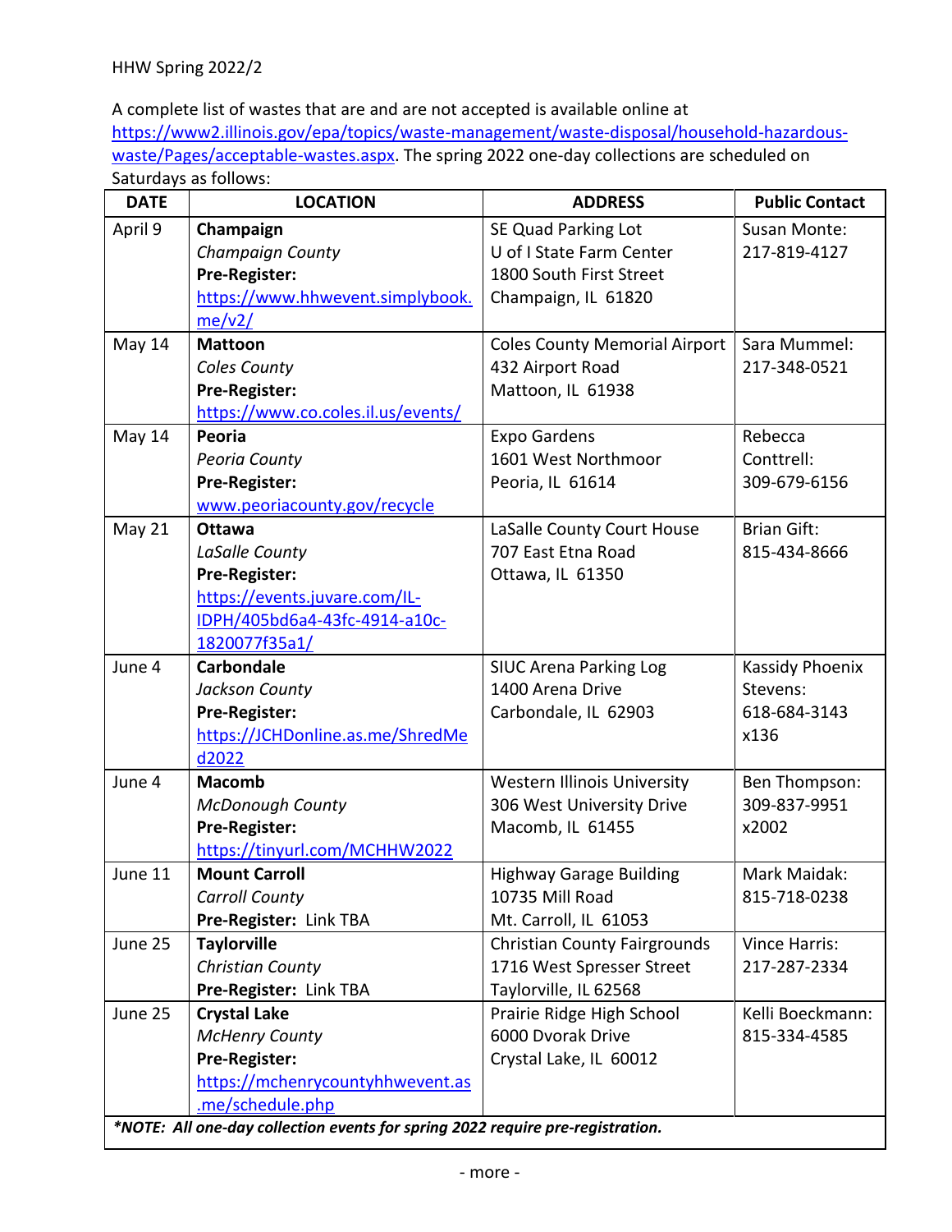A complete list of wastes that are and are not accepted is available online at https://www2.illinois.gov/epa/topics/waste-management/waste-disposal/household-hazardous-waste/Pages/acceptable-wastes.aspx. The spring 2022 one-day collections are scheduled on Saturdays as follows:

| DATE | LOCATION | ADDRESS | Public Contact |
|---|---|---|---|
| April 9 | **Champaign**<br>*Champaign County*<br>**Pre-Register:**<br>https://www.hhwevent.simplybook.me/v2/ | SE Quad Parking Lot<br>U of I State Farm Center<br>1800 South First Street<br>Champaign, IL 61820 | Susan Monte:<br>217-819-4127 |
| May 14 | **Mattoon**<br>*Coles County*<br>**Pre-Register:**<br>https://www.co.coles.il.us/events/ | Coles County Memorial Airport<br>432 Airport Road<br>Mattoon, IL 61938 | Sara Mummel:<br>217-348-0521 |
| May 14 | **Peoria**<br>*Peoria County*<br>**Pre-Register:**<br>www.peoriacounty.gov/recycle | Expo Gardens<br>1601 West Northmoor<br>Peoria, IL 61614 | Rebecca Conttrell:<br>309-679-6156 |
| May 21 | **Ottawa**<br>*LaSalle County*<br>**Pre-Register:**<br>https://events.juvare.com/IL-IDPH/405bd6a4-43fc-4914-a10c-1820077f35a1/ | LaSalle County Court House<br>707 East Etna Road<br>Ottawa, IL 61350 | Brian Gift:<br>815-434-8666 |
| June 4 | **Carbondale**<br>*Jackson County*<br>**Pre-Register:**<br>https://JCHDonline.as.me/ShredMed2022 | SIUC Arena Parking Log<br>1400 Arena Drive<br>Carbondale, IL 62903 | Kassidy Phoenix Stevens:<br>618-684-3143 x136 |
| June 4 | **Macomb**<br>*McDonough County*<br>**Pre-Register:**<br>https://tinyurl.com/MCHHW2022 | Western Illinois University<br>306 West University Drive<br>Macomb, IL 61455 | Ben Thompson:<br>309-837-9951 x2002 |
| June 11 | **Mount Carroll**<br>*Carroll County*<br>**Pre-Register:** Link TBA | Highway Garage Building<br>10735 Mill Road<br>Mt. Carroll, IL 61053 | Mark Maidak:<br>815-718-0238 |
| June 25 | **Taylorville**<br>*Christian County*<br>**Pre-Register:** Link TBA | Christian County Fairgrounds<br>1716 West Spresser Street<br>Taylorville, IL 62568 | Vince Harris:<br>217-287-2334 |
| June 25 | **Crystal Lake**<br>*McHenry County*<br>**Pre-Register:**<br>https://mchenrycountyhhwevent.as.me/schedule.php | Prairie Ridge High School<br>6000 Dvorak Drive<br>Crystal Lake, IL 60012 | Kelli Boeckmann:<br>815-334-4585 |

***NOTE: All one-day collection events for spring 2022 require pre-registration.***

\- more -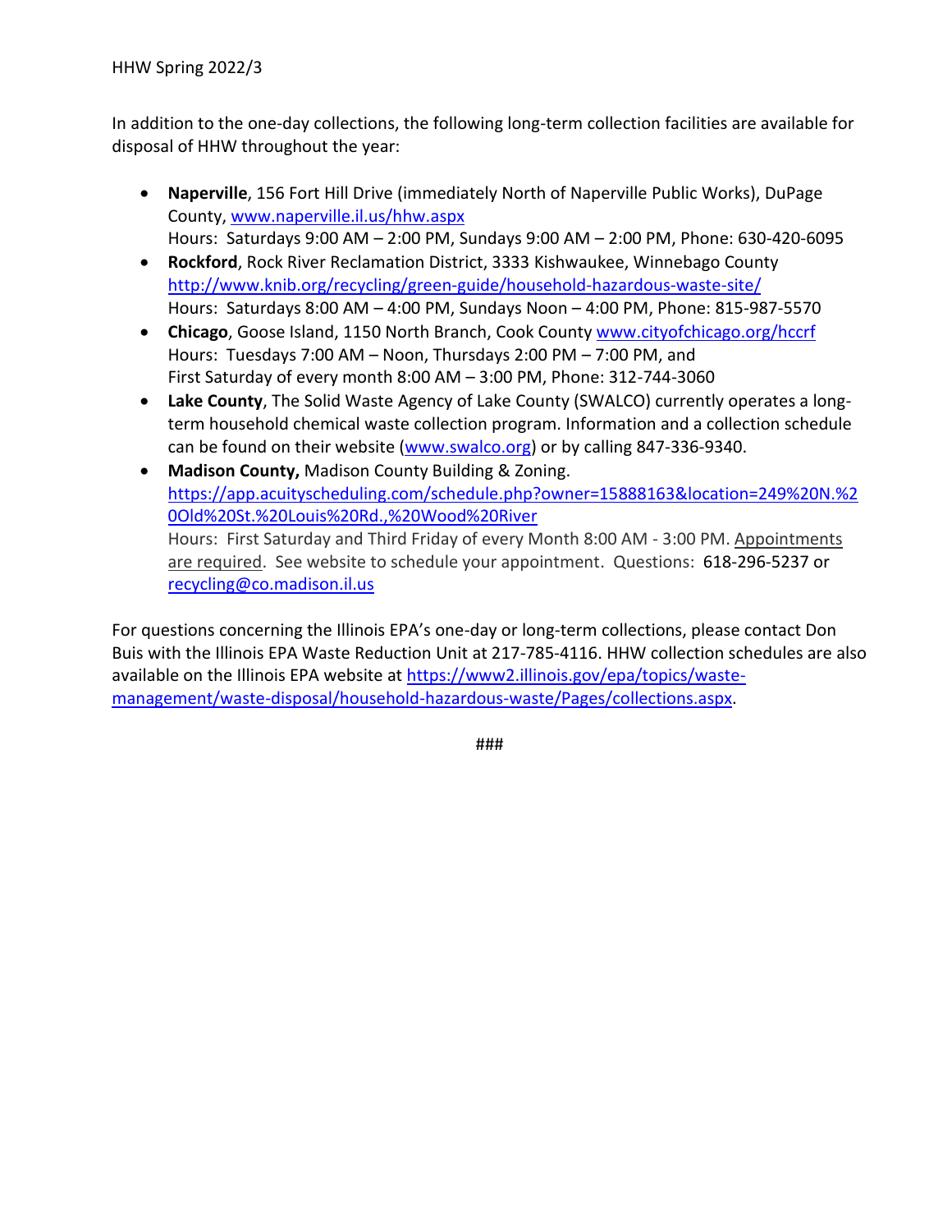In addition to the one-day collections, the following long-term collection facilities are available for disposal of HHW throughout the year:

- **Naperville**, 156 Fort Hill Drive (immediately North of Naperville Public Works), DuPage County, www.naperville.il.us/hhw.aspx
  Hours: Saturdays 9:00 AM – 2:00 PM, Sundays 9:00 AM – 2:00 PM, Phone: 630-420-6095
- **Rockford**, Rock River Reclamation District, 3333 Kishwaukee, Winnebago County http://www.knib.org/recycling/green-guide/household-hazardous-waste-site/
  Hours: Saturdays 8:00 AM – 4:00 PM, Sundays Noon – 4:00 PM, Phone: 815-987-5570
- **Chicago**, Goose Island, 1150 North Branch, Cook County www.cityofchicago.org/hccrf
  Hours: Tuesdays 7:00 AM – Noon, Thursdays 2:00 PM – 7:00 PM, and
  First Saturday of every month 8:00 AM – 3:00 PM, Phone: 312-744-3060
- **Lake County**, The Solid Waste Agency of Lake County (SWALCO) currently operates a long-term household chemical waste collection program. Information and a collection schedule can be found on their website (www.swalco.org) or by calling 847-336-9340.
- **Madison County,** Madison County Building & Zoning.
  https://app.acuityscheduling.com/schedule.php?owner=15888163&location=249%20N.%20Old%20St.%20Louis%20Rd.,%20Wood%20River
  Hours: First Saturday and Third Friday of every Month 8:00 AM - 3:00 PM. Appointments are required. See website to schedule your appointment. Questions: 618-296-5237 or recycling@co.madison.il.us

For questions concerning the Illinois EPA's one-day or long-term collections, please contact Don Buis with the Illinois EPA Waste Reduction Unit at 217-785-4116. HHW collection schedules are also available on the Illinois EPA website at https://www2.illinois.gov/epa/topics/waste-management/waste-disposal/household-hazardous-waste/Pages/collections.aspx.

###